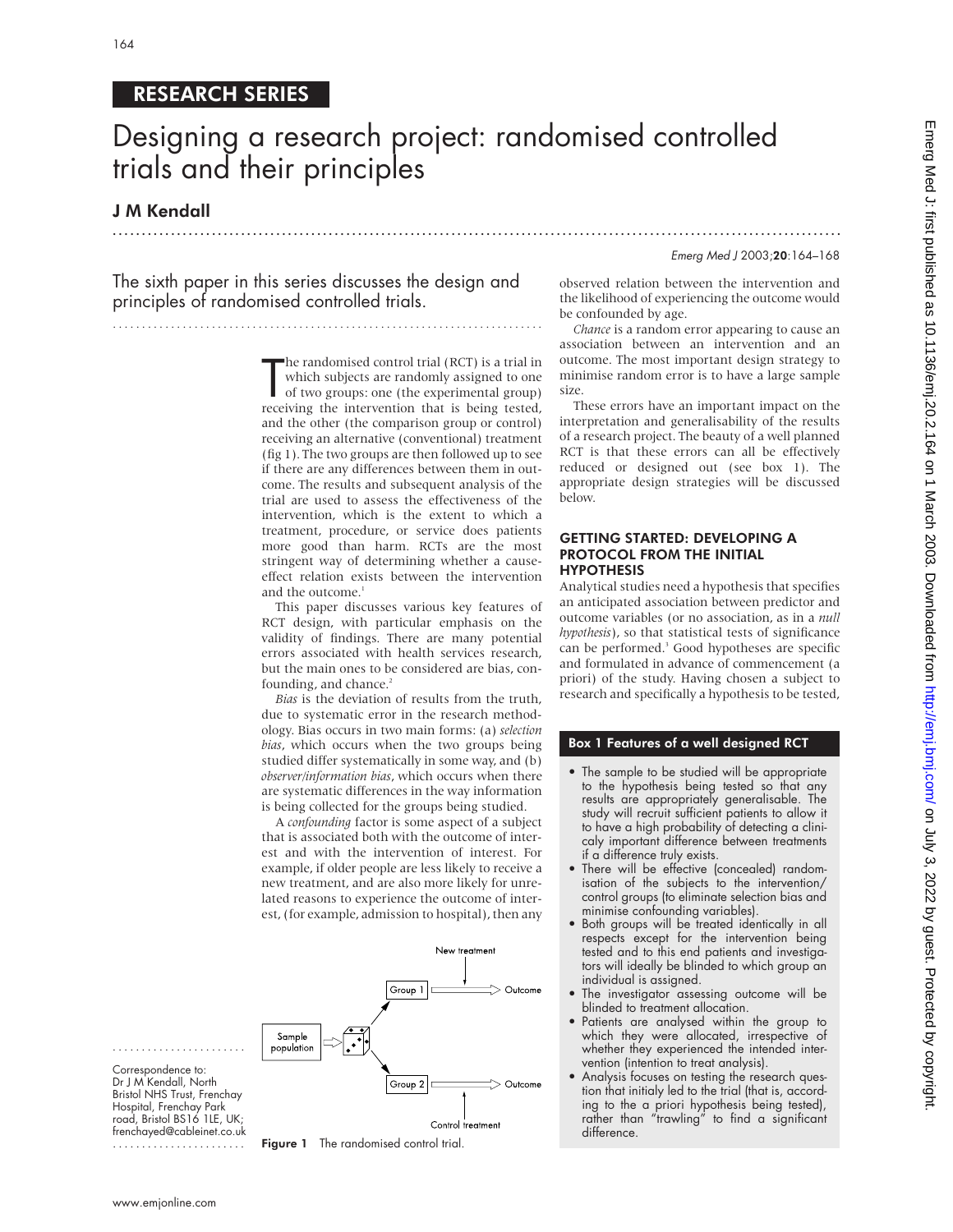## RESEARCH SERIES

# Designing a research project: randomised controlled trials and their principles

**J M Kendall**

The sixth paper in this series discusses the design and principles of randomised controlled trials.

The randomised control trial (RCT) is a trial in which subjects are randomly assigned to one of two groups: one (the experimental group) receiving the intervention that is being tested, and the other (the comparison group or control) receiving an alternative (conventional) treatment (fig 1). The two groups are then followed up to see if there are any differences between them in outcome. The results and subsequent analysis of the trial are used to assess the effectiveness of the intervention, which is the extent to which a treatment, procedure, or service does patients more good than harm. RCTs are the most stringent way of determining whether a cause-effect relation exists between the intervention and the outcome.[1]

This paper discusses various key features of RCT design, with particular emphasis on the validity of findings. There are many potential errors associated with health services research, but the main ones to be considered are bias, confounding, and chance.[2]

*Bias* is the deviation of results from the truth, due to systematic error in the research methodology. Bias occurs in two main forms: (a) *selection bias*, which occurs when the two groups being studied differ systematically in some way, and (b) *observer/information bias*, which occurs when there are systematic differences in the way information is being collected for the groups being studied.

A *confounding* factor is some aspect of a subject that is associated both with the outcome of interest and with the intervention of interest. For example, if older people are less likely to receive a new treatment, and are also more likely for unrelated reasons to experience the outcome of interest, (for example, admission to hospital), then any observed relation between the intervention and the likelihood of experiencing the outcome would be confounded by age.

*Chance* is a random error appearing to cause an association between an intervention and an outcome. The most important design strategy to minimise random error is to have a large sample size.

These errors have an important impact on the interpretation and generalisability of the results of a research project. The beauty of a well planned RCT is that these errors can all be effectively reduced or designed out (see box 1). The appropriate design strategies will be discussed below.

Figure 1 The randomised control trial.

## GETTING STARTED: DEVELOPING A PROTOCOL FROM THE INITIAL HYPOTHESIS

Analytical studies need a hypothesis that specifies an anticipated association between predictor and outcome variables (or no association, as in a *null hypothesis*), so that statistical tests of significance can be performed.[3] Good hypotheses are specific and formulated in advance of commencement (a priori) of the study. Having chosen a subject to research and specifically a hypothesis to be tested,

### Box 1 Features of a well designed RCT

- The sample to be studied will be appropriate to the hypothesis being tested so that any results are appropriately generalisable. The study will recruit sufficient patients to allow it to have a high probability of detecting a clinicaly important difference between treatments if a difference truly exists.
- There will be effective (concealed) randomisation of the subjects to the intervention/control groups (to eliminate selection bias and minimise confounding variables).
- Both groups will be treated identically in all respects except for the intervention being tested and to this end patients and investigators will ideally be blinded to which group an individual is assigned.
- The investigator assessing outcome will be blinded to treatment allocation.
- Patients are analysed within the group to which they were allocated, irrespective of whether they experienced the intended intervention (intention to treat analysis).
- Analysis focuses on testing the research question that initialy led to the trial (that is, according to the a priori hypothesis being tested), rather than "trawling" to find a significant difference.

Correspondence to: Dr J M Kendall, North Bristol NHS Trust, Frenchay Hospital, Frenchay Park road, Bristol BS16 1LE, UK; frenchayed@cableinet.co.uk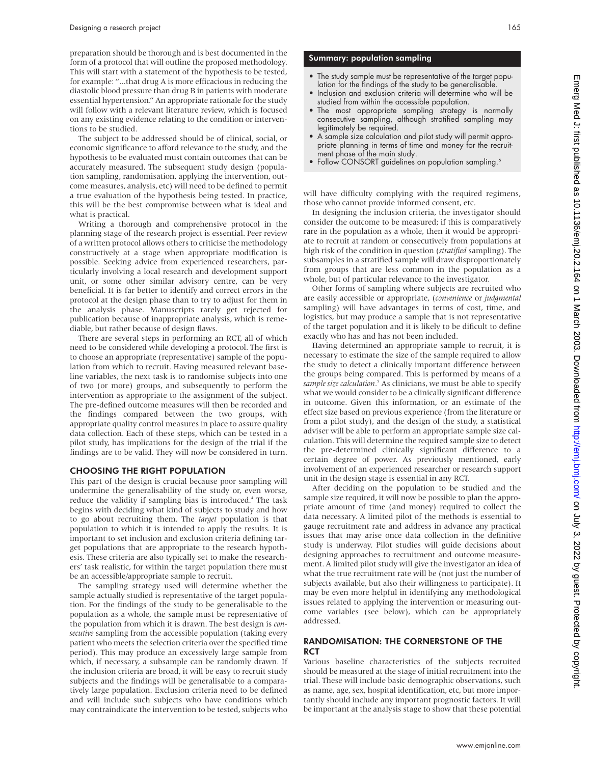preparation should be thorough and is best documented in the form of a protocol that will outline the proposed methodology. This will start with a statement of the hypothesis to be tested, for example: "...that drug A is more efficacious in reducing the diastolic blood pressure than drug B in patients with moderate essential hypertension." An appropriate rationale for the study will follow with a relevant literature review, which is focused on any existing evidence relating to the condition or interventions to be studied.

The subject to be addressed should be of clinical, social, or economic significance to afford relevance to the study, and the hypothesis to be evaluated must contain outcomes that can be accurately measured. The subsequent study design (population sampling, randomisation, applying the intervention, outcome measures, analysis, etc) will need to be defined to permit a true evaluation of the hypothesis being tested. In practice, this will be the best compromise between what is ideal and what is practical.

Writing a thorough and comprehensive protocol in the planning stage of the research project is essential. Peer review of a written protocol allows others to criticise the methodology constructively at a stage when appropriate modification is possible. Seeking advice from experienced researchers, particularly involving a local research and development support unit, or some other similar advisory centre, can be very beneficial. It is far better to identify and correct errors in the protocol at the design phase than to try to adjust for them in the analysis phase. Manuscripts rarely get rejected for publication because of inappropriate analysis, which is remediable, but rather because of design flaws.

There are several steps in performing an RCT, all of which need to be considered while developing a protocol. The first is to choose an appropriate (representative) sample of the population from which to recruit. Having measured relevant baseline variables, the next task is to randomise subjects into one of two (or more) groups, and subsequently to perform the intervention as appropriate to the assignment of the subject. The pre-defined outcome measures will then be recorded and the findings compared between the two groups, with appropriate quality control measures in place to assure quality data collection. Each of these steps, which can be tested in a pilot study, has implications for the design of the trial if the findings are to be valid. They will now be considered in turn.

## CHOOSING THE RIGHT POPULATION

This part of the design is crucial because poor sampling will undermine the generalisability of the study or, even worse, reduce the validity if sampling bias is introduced.[4] The task begins with deciding what kind of subjects to study and how to go about recruiting them. The *target* population is that population to which it is intended to apply the results. It is important to set inclusion and exclusion criteria defining target populations that are appropriate to the research hypothesis. These criteria are also typically set to make the researchers' task realistic, for within the target population there must be an accessible/appropriate sample to recruit.

The sampling strategy used will determine whether the sample actually studied is representative of the target population. For the findings of the study to be generalisable to the population as a whole, the sample must be representative of the population from which it is drawn. The best design is *consecutive* sampling from the accessible population (taking every patient who meets the selection criteria over the specified time period). This may produce an excessively large sample from which, if necessary, a subsample can be randomly drawn. If the inclusion criteria are broad, it will be easy to recruit study subjects and the findings will be generalisable to a comparatively large population. Exclusion criteria need to be defined and will include such subjects who have conditions which may contraindicate the intervention to be tested, subjects who will have difficulty complying with the required regimens, those who cannot provide informed consent, etc.

> **Summary: population sampling**
>
> - The study sample must be representative of the target population for the findings of the study to be generalisable.
> - Inclusion and exclusion criteria will determine who will be studied from within the accessible population.
> - The most appropriate sampling strategy is normally consecutive sampling, although stratified sampling may legitimately be required.
> - A sample size calculation and pilot study will permit appropriate planning in terms of time and money for the recruitment phase of the main study.
> - Follow CONSORT guidelines on population sampling.[6]

In designing the inclusion criteria, the investigator should consider the outcome to be measured; if this is comparatively rare in the population as a whole, then it would be appropriate to recruit at random or consecutively from populations at high risk of the condition in question (*stratified* sampling). The subsamples in a stratified sample will draw disproportionately from groups that are less common in the population as a whole, but of particular relevance to the investigator.

Other forms of sampling where subjects are recruited who are easily accessible or appropriate, (*convenience* or *judgmental* sampling) will have advantages in terms of cost, time, and logistics, but may produce a sample that is not representative of the target population and it is likely to be dificult to define exactly who has and has not been included.

Having determined an appropriate sample to recruit, it is necessary to estimate the size of the sample required to allow the study to detect a clinically important difference between the groups being compared. This is performed by means of a *sample size calculation*.[5] As clinicians, we must be able to specify what we would consider to be a clinically significant difference in outcome. Given this information, or an estimate of the effect size based on previous experience (from the literature or from a pilot study), and the design of the study, a statistical adviser will be able to perform an appropriate sample size calculation. This will determine the required sample size to detect the pre-determined clinically significant difference to a certain degree of power. As previously mentioned, early involvement of an experienced researcher or research support unit in the design stage is essential in any RCT.

After deciding on the population to be studied and the sample size required, it will now be possible to plan the appropriate amount of time (and money) required to collect the data necessary. A limited pilot of the methods is essential to gauge recruitment rate and address in advance any practical issues that may arise once data collection in the definitive study is underway. Pilot studies will guide decisions about designing approaches to recruitment and outcome measurement. A limited pilot study will give the investigator an idea of what the true recruitment rate will be (not just the number of subjects available, but also their willingness to participate). It may be even more helpful in identifying any methodological issues related to applying the intervention or measuring outcome variables (see below), which can be appropriately addressed.

## RANDOMISATION: THE CORNERSTONE OF THE RCT

Various baseline characteristics of the subjects recruited should be measured at the stage of initial recruitment into the trial. These will include basic demographic observations, such as name, age, sex, hospital identification, etc, but more importantly should include any important prognostic factors. It will be important at the analysis stage to show that these potential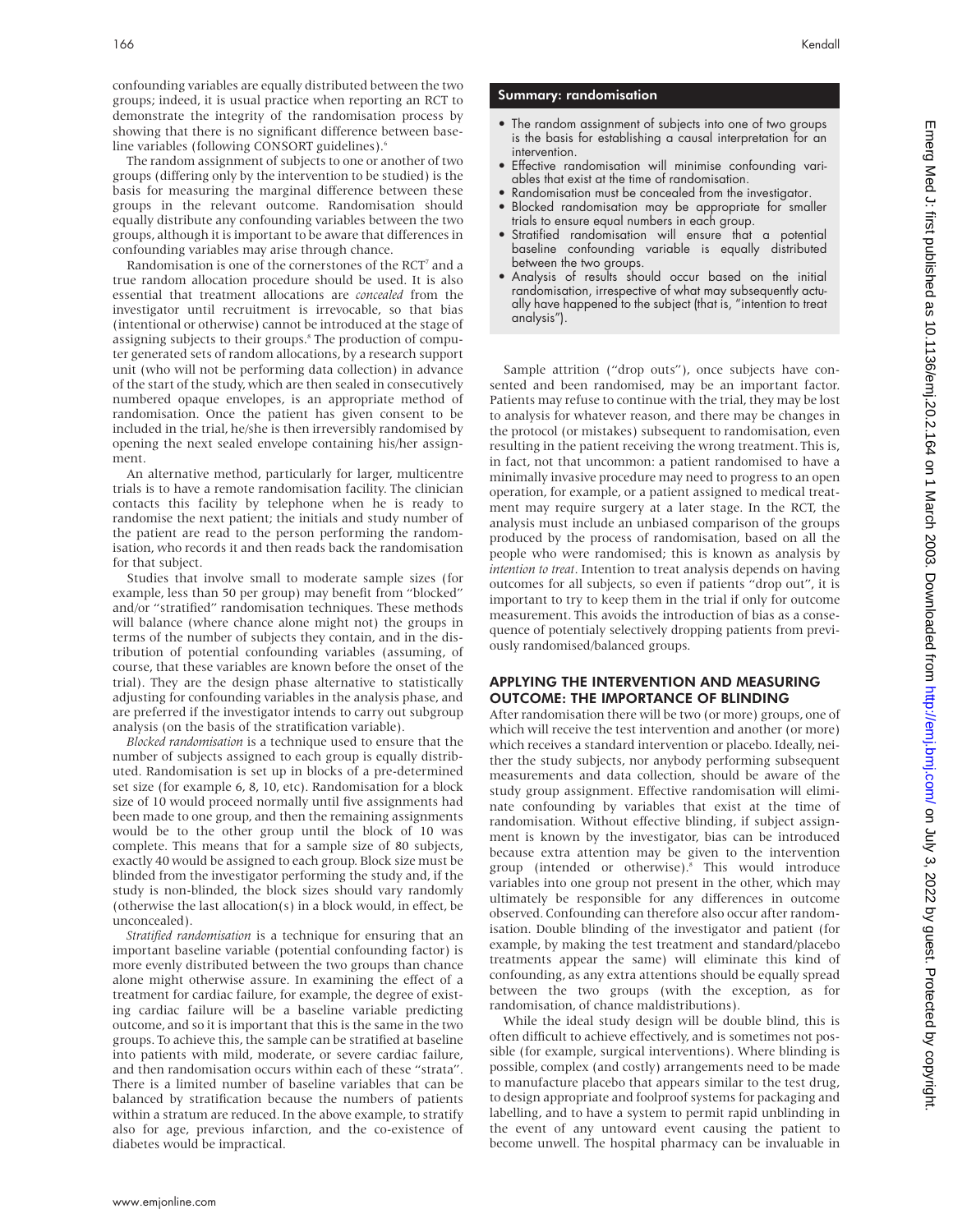confounding variables are equally distributed between the two groups; indeed, it is usual practice when reporting an RCT to demonstrate the integrity of the randomisation process by showing that there is no significant difference between baseline variables (following CONSORT guidelines).[6]

The random assignment of subjects to one or another of two groups (differing only by the intervention to be studied) is the basis for measuring the marginal difference between these groups in the relevant outcome. Randomisation should equally distribute any confounding variables between the two groups, although it is important to be aware that differences in confounding variables may arise through chance.

Randomisation is one of the cornerstones of the RCT[7] and a true random allocation procedure should be used. It is also essential that treatment allocations are *concealed* from the investigator until recruitment is irrevocable, so that bias (intentional or otherwise) cannot be introduced at the stage of assigning subjects to their groups.[8] The production of computer generated sets of random allocations, by a research support unit (who will not be performing data collection) in advance of the start of the study, which are then sealed in consecutively numbered opaque envelopes, is an appropriate method of randomisation. Once the patient has given consent to be included in the trial, he/she is then irreversibly randomised by opening the next sealed envelope containing his/her assignment.

An alternative method, particularly for larger, multicentre trials is to have a remote randomisation facility. The clinician contacts this facility by telephone when he is ready to randomise the next patient; the initials and study number of the patient are read to the person performing the randomisation, who records it and then reads back the randomisation for that subject.

Studies that involve small to moderate sample sizes (for example, less than 50 per group) may benefit from "blocked" and/or "stratified" randomisation techniques. These methods will balance (where chance alone might not) the groups in terms of the number of subjects they contain, and in the distribution of potential confounding variables (assuming, of course, that these variables are known before the onset of the trial). They are the design phase alternative to statistically adjusting for confounding variables in the analysis phase, and are preferred if the investigator intends to carry out subgroup analysis (on the basis of the stratification variable).

*Blocked randomisation* is a technique used to ensure that the number of subjects assigned to each group is equally distributed. Randomisation is set up in blocks of a pre-determined set size (for example 6, 8, 10, etc). Randomisation for a block size of 10 would proceed normally until five assignments had been made to one group, and then the remaining assignments would be to the other group until the block of 10 was complete. This means that for a sample size of 80 subjects, exactly 40 would be assigned to each group. Block size must be blinded from the investigator performing the study and, if the study is non-blinded, the block sizes should vary randomly (otherwise the last allocation(s) in a block would, in effect, be unconcealed).

*Stratified randomisation* is a technique for ensuring that an important baseline variable (potential confounding factor) is more evenly distributed between the two groups than chance alone might otherwise assure. In examining the effect of a treatment for cardiac failure, for example, the degree of existing cardiac failure will be a baseline variable predicting outcome, and so it is important that this is the same in the two groups. To achieve this, the sample can be stratified at baseline into patients with mild, moderate, or severe cardiac failure, and then randomisation occurs within each of these "strata". There is a limited number of baseline variables that can be balanced by stratification because the numbers of patients within a stratum are reduced. In the above example, to stratify also for age, previous infarction, and the co-existence of diabetes would be impractical.

> **Summary: randomisation**
>
> - The random assignment of subjects into one of two groups is the basis for establishing a causal interpretation for an intervention.
> - Effective randomisation will minimise confounding variables that exist at the time of randomisation.
> - Randomisation must be concealed from the investigator.
> - Blocked randomisation may be appropriate for smaller trials to ensure equal numbers in each group.
> - Stratified randomisation will ensure that a potential baseline confounding variable is equally distributed between the two groups.
> - Analysis of results should occur based on the initial randomisation, irrespective of what may subsequently actually have happened to the subject (that is, "intention to treat analysis").

Sample attrition ("drop outs"), once subjects have consented and been randomised, may be an important factor. Patients may refuse to continue with the trial, they may be lost to analysis for whatever reason, and there may be changes in the protocol (or mistakes) subsequent to randomisation, even resulting in the patient receiving the wrong treatment. This is, in fact, not that uncommon: a patient randomised to have a minimally invasive procedure may need to progress to an open operation, for example, or a patient assigned to medical treatment may require surgery at a later stage. In the RCT, the analysis must include an unbiased comparison of the groups produced by the process of randomisation, based on all the people who were randomised; this is known as analysis by *intention to treat*. Intention to treat analysis depends on having outcomes for all subjects, so even if patients "drop out", it is important to try to keep them in the trial if only for outcome measurement. This avoids the introduction of bias as a consequence of potentially selectively dropping patients from previously randomised/balanced groups.

## APPLYING THE INTERVENTION AND MEASURING OUTCOME: THE IMPORTANCE OF BLINDING

After randomisation there will be two (or more) groups, one of which will receive the test intervention and another (or more) which receives a standard intervention or placebo. Ideally, neither the study subjects, nor anybody performing subsequent measurements and data collection, should be aware of the study group assignment. Effective randomisation will eliminate confounding by variables that exist at the time of randomisation. Without effective blinding, if subject assignment is known by the investigator, bias can be introduced because extra attention may be given to the intervention group (intended or otherwise).[8] This would introduce variables into one group not present in the other, which may ultimately be responsible for any differences in outcome observed. Confounding can therefore also occur after randomisation. Double blinding of the investigator and patient (for example, by making the test treatment and standard/placebo treatments appear the same) will eliminate this kind of confounding, as any extra attentions should be equally spread between the two groups (with the exception, as for randomisation, of chance maldistributions).

While the ideal study design will be double blind, this is often difficult to achieve effectively, and is sometimes not possible (for example, surgical interventions). Where blinding is possible, complex (and costly) arrangements need to be made to manufacture placebo that appears similar to the test drug, to design appropriate and foolproof systems for packaging and labelling, and to have a system to permit rapid unblinding in the event of any untoward event causing the patient to become unwell. The hospital pharmacy can be invaluable in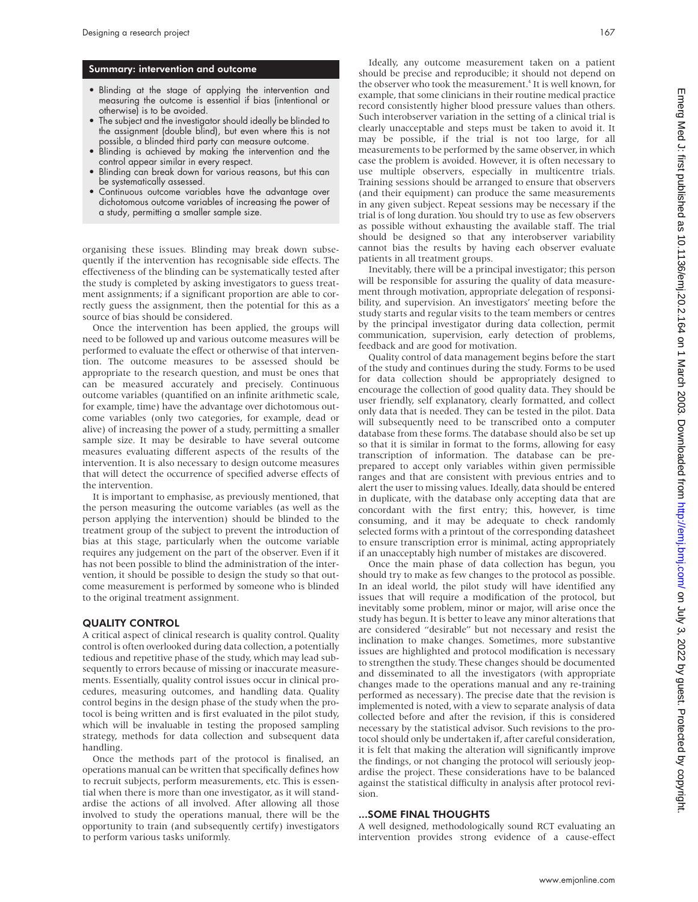### Summary: intervention and outcome

- Blinding at the stage of applying the intervention and measuring the outcome is essential if bias (intentional or otherwise) is to be avoided.
- The subject and the investigator should ideally be blinded to the assignment (double blind), but even where this is not possible, a blinded third party can measure outcome.
- Blinding is achieved by making the intervention and the control appear similar in every respect.
- Blinding can break down for various reasons, but this can be systematically assessed.
- Continuous outcome variables have the advantage over dichotomous outcome variables of increasing the power of a study, permitting a smaller sample size.

organising these issues. Blinding may break down subsequently if the intervention has recognisable side effects. The effectiveness of the blinding can be systematically tested after the study is completed by asking investigators to guess treatment assignments; if a significant proportion are able to correctly guess the assignment, then the potential for this as a source of bias should be considered.

Once the intervention has been applied, the groups will need to be followed up and various outcome measures will be performed to evaluate the effect or otherwise of that intervention. The outcome measures to be assessed should be appropriate to the research question, and must be ones that can be measured accurately and precisely. Continuous outcome variables (quantified on an infinite arithmetic scale, for example, time) have the advantage over dichotomous outcome variables (only two categories, for example, dead or alive) of increasing the power of a study, permitting a smaller sample size. It may be desirable to have several outcome measures evaluating different aspects of the results of the intervention. It is also necessary to design outcome measures that will detect the occurrence of specified adverse effects of the intervention.

It is important to emphasise, as previously mentioned, that the person measuring the outcome variables (as well as the person applying the intervention) should be blinded to the treatment group of the subject to prevent the introduction of bias at this stage, particularly when the outcome variable requires any judgement on the part of the observer. Even if it has not been possible to blind the administration of the intervention, it should be possible to design the study so that outcome measurement is performed by someone who is blinded to the original treatment assignment.

## QUALITY CONTROL

A critical aspect of clinical research is quality control. Quality control is often overlooked during data collection, a potentially tedious and repetitive phase of the study, which may lead subsequently to errors because of missing or inaccurate measurements. Essentially, quality control issues occur in clinical procedures, measuring outcomes, and handling data. Quality control begins in the design phase of the study when the protocol is being written and is first evaluated in the pilot study, which will be invaluable in testing the proposed sampling strategy, methods for data collection and subsequent data handling.

Once the methods part of the protocol is finalised, an operations manual can be written that specifically defines how to recruit subjects, perform measurements, etc. This is essential when there is more than one investigator, as it will standardise the actions of all involved. After allowing all those involved to study the operations manual, there will be the opportunity to train (and subsequently certify) investigators to perform various tasks uniformly.

Ideally, any outcome measurement taken on a patient should be precise and reproducible; it should not depend on the observer who took the measurement.[4] It is well known, for example, that some clinicians in their routine medical practice record consistently higher blood pressure values than others. Such interobserver variation in the setting of a clinical trial is clearly unacceptable and steps must be taken to avoid it. It may be possible, if the trial is not too large, for all measurements to be performed by the same observer, in which case the problem is avoided. However, it is often necessary to use multiple observers, especially in multicentre trials. Training sessions should be arranged to ensure that observers (and their equipment) can produce the same measurements in any given subject. Repeat sessions may be necessary if the trial is of long duration. You should try to use as few observers as possible without exhausting the available staff. The trial should be designed so that any interobserver variability cannot bias the results by having each observer evaluate patients in all treatment groups.

Inevitably, there will be a principal investigator; this person will be responsible for assuring the quality of data measurement through motivation, appropriate delegation of responsibility, and supervision. An investigators' meeting before the study starts and regular visits to the team members or centres by the principal investigator during data collection, permit communication, supervision, early detection of problems, feedback and are good for motivation.

Quality control of data management begins before the start of the study and continues during the study. Forms to be used for data collection should be appropriately designed to encourage the collection of good quality data. They should be user friendly, self explanatory, clearly formatted, and collect only data that is needed. They can be tested in the pilot. Data will subsequently need to be transcribed onto a computer database from these forms. The database should also be set up so that it is similar in format to the forms, allowing for easy transcription of information. The database can be preprepared to accept only variables within given permissible ranges and that are consistent with previous entries and to alert the user to missing values. Ideally, data should be entered in duplicate, with the database only accepting data that are concordant with the first entry; this, however, is time consuming, and it may be adequate to check randomly selected forms with a printout of the corresponding datasheet to ensure transcription error is minimal, acting appropriately if an unacceptably high number of mistakes are discovered.

Once the main phase of data collection has begun, you should try to make as few changes to the protocol as possible. In an ideal world, the pilot study will have identified any issues that will require a modification of the protocol, but inevitably some problem, minor or major, will arise once the study has begun. It is better to leave any minor alterations that are considered "desirable" but not necessary and resist the inclination to make changes. Sometimes, more substantive issues are highlighted and protocol modification is necessary to strengthen the study. These changes should be documented and disseminated to all the investigators (with appropriate changes made to the operations manual and any re-training performed as necessary). The precise date that the revision is implemented is noted, with a view to separate analysis of data collected before and after the revision, if this is considered necessary by the statistical advisor. Such revisions to the protocol should only be undertaken if, after careful consideration, it is felt that making the alteration will significantly improve the findings, or not changing the protocol will seriously jeopardise the project. These considerations have to be balanced against the statistical difficulty in analysis after protocol revision.

## ...SOME FINAL THOUGHTS

A well designed, methodologically sound RCT evaluating an intervention provides strong evidence of a cause-effect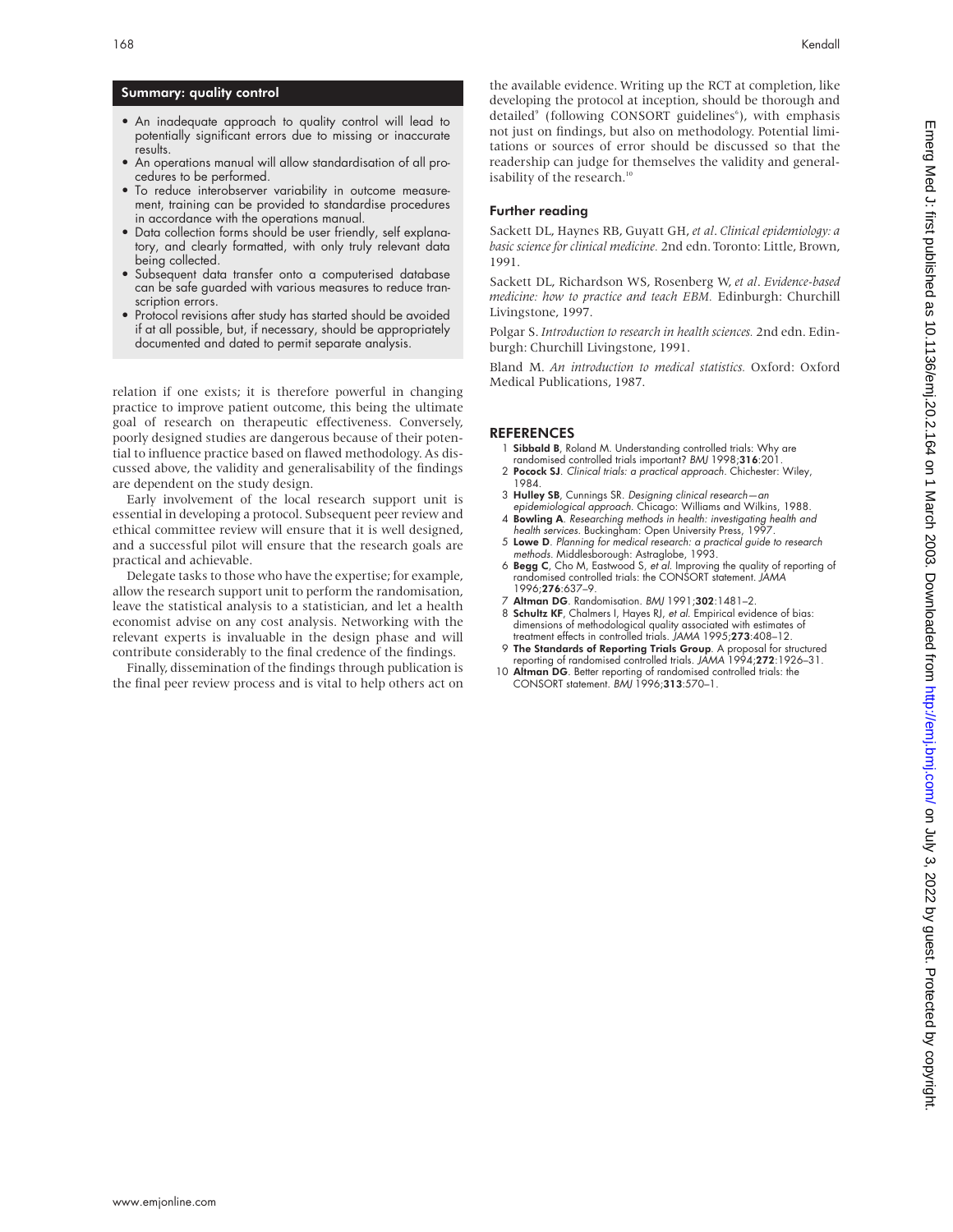## Summary: quality control

- An inadequate approach to quality control will lead to potentially significant errors due to missing or inaccurate results.
- An operations manual will allow standardisation of all procedures to be performed.
- To reduce interobserver variability in outcome measurement, training can be provided to standardise procedures in accordance with the operations manual.
- Data collection forms should be user friendly, self explanatory, and clearly formatted, with only truly relevant data being collected.
- Subsequent data transfer onto a computerised database can be safe guarded with various measures to reduce transcription errors.
- Protocol revisions after study has started should be avoided if at all possible, but, if necessary, should be appropriately documented and dated to permit separate analysis.

relation if one exists; it is therefore powerful in changing practice to improve patient outcome, this being the ultimate goal of research on therapeutic effectiveness. Conversely, poorly designed studies are dangerous because of their potential to influence practice based on flawed methodology. As discussed above, the validity and generalisability of the findings are dependent on the study design.

Early involvement of the local research support unit is essential in developing a protocol. Subsequent peer review and ethical committee review will ensure that it is well designed, and a successful pilot will ensure that the research goals are practical and achievable.

Delegate tasks to those who have the expertise; for example, allow the research support unit to perform the randomisation, leave the statistical analysis to a statistician, and let a health economist advise on any cost analysis. Networking with the relevant experts is invaluable in the design phase and will contribute considerably to the final credence of the findings.

Finally, dissemination of the findings through publication is the final peer review process and is vital to help others act on the available evidence. Writing up the RCT at completion, like developing the protocol at inception, should be thorough and detailed[9] (following CONSORT guidelines[6]), with emphasis not just on findings, but also on methodology. Potential limitations or sources of error should be discussed so that the readership can judge for themselves the validity and generalisability of the research.[10]

### Further reading

Sackett DL, Haynes RB, Guyatt GH, *et al*. *Clinical epidemiology: a basic science for clinical medicine.* 2nd edn. Toronto: Little, Brown, 1991.

Sackett DL, Richardson WS, Rosenberg W, *et al*. *Evidence-based medicine: how to practice and teach EBM.* Edinburgh: Churchill Livingstone, 1997.

Polgar S. *Introduction to research in health sciences.* 2nd edn. Edinburgh: Churchill Livingstone, 1991.

Bland M. *An introduction to medical statistics.* Oxford: Oxford Medical Publications, 1987.

## REFERENCES

1. **Sibbald B**, Roland M. Understanding controlled trials: Why are randomised controlled trials important? *BMJ* 1998;**316**:201.
2. **Pocock SJ**. *Clinical trials: a practical approach*. Chichester: Wiley, 1984.
3. **Hulley SB**, Cunnings SR. *Designing clinical research—an epidemiological approach*. Chicago: Williams and Wilkins, 1988.
4. **Bowling A**. *Researching methods in health: investigating health and health services*. Buckingham: Open University Press, 1997.
5. **Lowe D**. *Planning for medical research: a practical guide to research methods*. Middlesborough: Astraglobe, 1993.
6. **Begg C**, Cho M, Eastwood S, *et al*. Improving the quality of reporting of randomized controlled trials: the CONSORT statement. *JAMA* 1996;**276**:637–9.
7. **Altman DG**. Randomisation. *BMJ* 1991;**302**:1481–2.
8. **Schultz KF**, Chalmers I, Hayes RJ, *et al*. Empirical evidence of bias: dimensions of methodological quality associated with estimates of treatment effects in controlled trials. *JAMA* 1995;**273**:408–12.
9. **The Standards of Reporting Trials Group**. A proposal for structured reporting of randomised controlled trials. *JAMA* 1994;**272**:1926–31.
10. **Altman DG**. Better reporting of randomised controlled trials: the CONSORT statement. *BMJ* 1996;**313**:570–1.